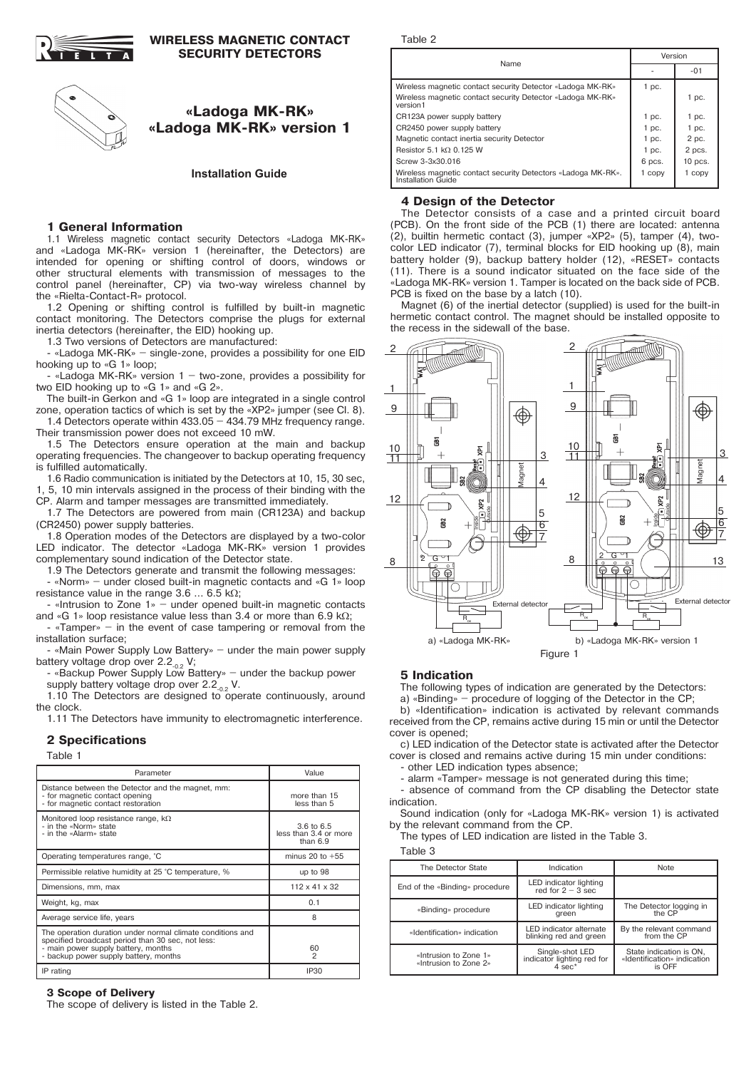# WIRELESS MAGNETIC CONTACT SECURITY DETECTORS

# «Ladoga MK-RK»
# «Ladoga MK-RK» version 1

**Installation Guide**

## 1 General Information

1.1 Wireless magnetic contact security Detectors «Ladoga MK-RK» and «Ladoga MK-RK» version 1 (hereinafter, the Detectors) are intended for opening or shifting control of doors, windows or other structural elements with transmission of messages to the control panel (hereinafter, CP) via two-way wireless channel by the «Rielta-Contact-R» protocol.

1.2 Opening or shifting control is fulfilled by built-in magnetic contact monitoring. The Detectors comprise the plugs for external inertia detectors (hereinafter, the EID) hooking up.

1.3 Two versions of Detectors are manufactured:

- «Ladoga MK-RK» – single-zone, provides a possibility for one EID hooking up to «G 1» loop;
- «Ladoga MK-RK» version 1 – two-zone, provides a possibility for two EID hooking up to «G 1» and «G 2».

The built-in Gerkon and «G 1» loop are integrated in a single control zone, operation tactics of which is set by the «XP2» jumper (see Cl. 8).

1.4 Detectors operate within 433.05 – 434.79 MHz frequency range. Their transmission power does not exceed 10 mW.

1.5 The Detectors ensure operation at the main and backup operating frequencies. The changeover to backup operating frequency is fulfilled automatically.

1.6 Radio communication is initiated by the Detectors at 10, 15, 30 sec, 1, 5, 10 min intervals assigned in the process of their binding with the CP. Alarm and tamper messages are transmitted immediately.

1.7 The Detectors are powered from main (CR123A) and backup (CR2450) power supply batteries.

1.8 Operation modes of the Detectors are displayed by a two-color LED indicator. The detector «Ladoga MK-RK» version 1 provides complementary sound indication of the Detector state.

1.9 The Detectors generate and transmit the following messages:

- «Norm» – under closed built-in magnetic contacts and «G 1» loop resistance value in the range 3.6 ... 6.5 kΩ;
- «Intrusion to Zone 1» – under opened built-in magnetic contacts and «G 1» loop resistance value less than 3.4 or more than 6.9 kΩ;
- «Tamper» – in the event of case tampering or removal from the installation surface;
- «Main Power Supply Low Battery» – under the main power supply battery voltage drop over $2.2_{-0.2}$ V;
- «Backup Power Supply Low Battery» – under the backup power supply battery voltage drop over $2.2_{-0.2}$ V.

1.10 The Detectors are designed to operate continuously, around the clock.

1.11 The Detectors have immunity to electromagnetic interference.

## 2 Specifications

Table 1

| Parameter | Value |
|---|---|
| Distance between the Detector and the magnet, mm:<br>- for magnetic contact opening<br>- for magnetic contact restoration | <br>more than 15<br>less than 5 |
| Monitored loop resistance range, kΩ<br>- in the «Norm» state<br>- in the «Alarm» state | <br>3.6 to 6.5<br>less than 3.4 or more than 6.9 |
| Operating temperatures range, °C | minus 20 to +55 |
| Permissible relative humidity at 25 °C temperature, % | up to 98 |
| Dimensions, mm, max | 112 x 41 x 32 |
| Weight, kg, max | 0.1 |
| Average service life, years | 8 |
| The operation duration under normal climate conditions and specified broadcast period than 30 sec, not less:<br>- main power supply battery, months<br>- backup power supply battery, months | <br><br>60<br>2 |
| IP rating | IP30 |

## 3 Scope of Delivery

The scope of delivery is listed in the Table 2.

Table 2

| Name | Version | |
|---|---|---|
| | - | -01 |
| Wireless magnetic contact security Detector «Ladoga MK-RK» | 1 pc. | |
| Wireless magnetic contact security Detector «Ladoga MK-RK» version1 | | 1 pc. |
| CR123A power supply battery | 1 pc. | 1 pc. |
| CR2450 power supply battery | 1 pc. | 1 pc. |
| Magnetic contact inertia security Detector | 1 pc. | 2 pc. |
| Resistor 5.1 kΩ 0.125 W | 1 pc. | 2 pcs. |
| Screw 3-3x30.016 | 6 pcs. | 10 pcs. |
| Wireless magnetic contact security Detectors «Ladoga MK-RK». Installation Guide | 1 copy | 1 copy |

## 4 Design of the Detector

The Detector consists of a case and a printed circuit board (PCB). On the front side of the PCB (1) there are located: antenna (2), builtin hermetic contact (3), jumper «XP2» (5), tamper (4), two-color LED indicator (7), terminal blocks for EID hooking up (8), main battery holder (9), backup battery holder (12), «RESET» contacts (11). There is a sound indicator situated on the face side of the «Ladoga MK-RK» version 1. Tamper is located on the back side of PCB. PCB is fixed on the base by a latch (10).

Magnet (6) of the inertial detector (supplied) is used for the built-in hermetic contact control. The magnet should be installed opposite to the recess in the sidewall of the base.

a) «Ladoga MK-RK» b) «Ladoga MK-RK» version 1

Figure 1

## 5 Indication

The following types of indication are generated by the Detectors:

a) «Binding» – procedure of logging of the Detector in the CP;

b) «Identification» indication is activated by relevant commands received from the CP, remains active during 15 min or until the Detector cover is opened;

c) LED indication of the Detector state is activated after the Detector cover is closed and remains active during 15 min under conditions:

- other LED indication types absence;
- alarm «Tamper» message is not generated during this time;
- absence of command from the CP disabling the Detector state indication.

Sound indication (only for «Ladoga MK-RK» version 1) is activated by the relevant command from the CP.

The types of LED indication are listed in the Table 3.

Table 3

| The Detector State | Indication | Note |
|---|---|---|
| End of the «Binding» procedure | LED indicator lighting red for 2 – 3 sec | |
| «Binding» procedure | LED indicator lighting green | The Detector logging in the CP |
| «Identification» indication | LED indicator alternate blinking red and green | By the relevant command from the CP |
| «Intrusion to Zone 1»<br>«Intrusion to Zone 2» | Single-shot LED indicator lighting red for 4 sec* | State indication is ON, «Identification» indication is OFF |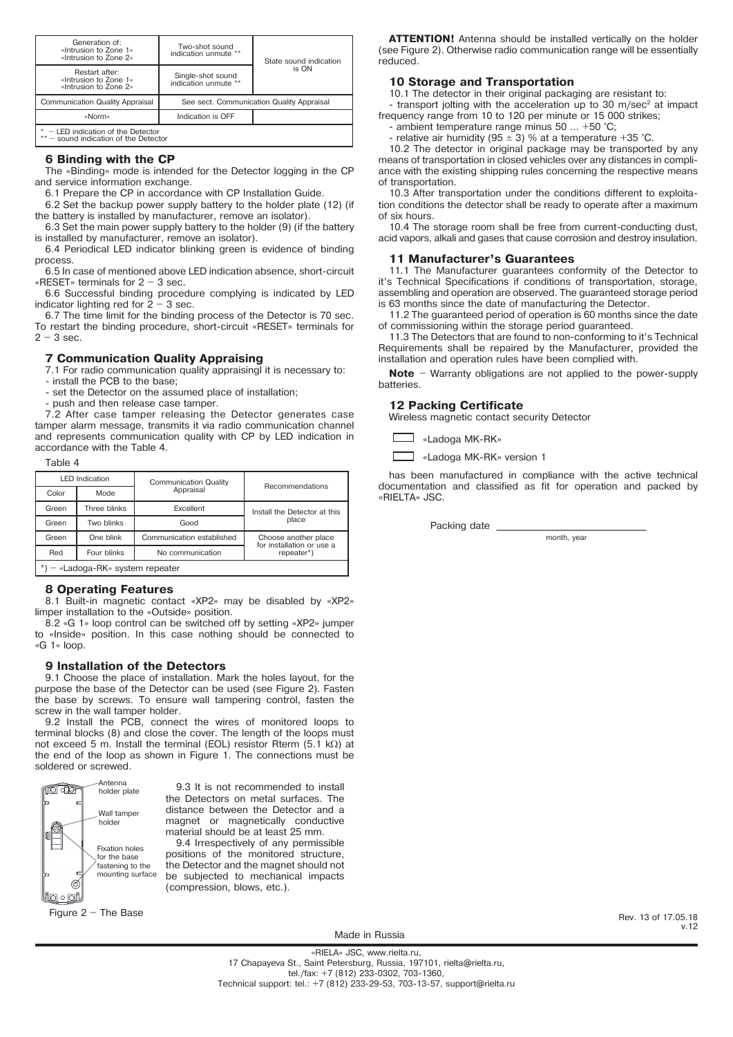| | | |
|---|---|---|
| Generation of: «Intrusion to Zone 1» «Intrusion to Zone 2» | Two-shot sound indication unmute ** | State sound indication is ON |
| Restart after: «Intrusion to Zone 1» «Intrusion to Zone 2» | Single-shot sound indication unmute ** | |
| Communication Quality Appraisal | See sect. Communication Quality Appraisal | |
| «Norm» | Indication is OFF | |

\* – LED indication of the Detector
\*\* – sound indication of the Detector

## 6 Binding with the CP

The «Binding» mode is intended for the Detector logging in the CP and service information exchange.

6.1 Prepare the CP in accordance with CP Installation Guide.

6.2 Set the backup power supply battery to the holder plate (12) (if the battery is installed by manufacturer, remove an isolator).

6.3 Set the main power supply battery to the holder (9) (if the battery is installed by manufacturer, remove an isolator).

6.4 Periodical LED indicator blinking green is evidence of binding process.

6.5 In case of mentioned above LED indication absence, short-circuit «RESET» terminals for 2 – 3 sec.

6.6 Successful binding procedure complying is indicated by LED indicator lighting red for 2 – 3 sec.

6.7 The time limit for the binding process of the Detector is 70 sec. To restart the binding procedure, short-circuit «RESET» terminals for 2 – 3 sec.

## 7 Communication Quality Appraising

7.1 For radio communication quality appraisingl it is necessary to:
- install the PCB to the base;
- set the Detector on the assumed place of installation;
- push and then release case tamper.

7.2 After case tamper releasing the Detector generates case tamper alarm message, transmits it via radio communication channel and represents communication quality with CP by LED indication in accordance with the Table 4.

Table 4

| LED Indication | | Communication Quality Appraisal | Recommendations |
|---|---|---|---|
| Color | Mode | | |
| Green | Three blinks | Excellent | Install the Detector at this place |
| Green | Two blinks | Good | |
| Green | One blink | Communication established | Choose another place for installation or use a repeater*) |
| Red | Four blinks | No communication | |

\*) – «Ladoga-RK» system repeater

## 8 Operating Features

8.1 Built-in magnetic contact «XP2» may be disabled by «XP2» limper installation to the «Outside» position.

8.2 «G 1» loop control can be switched off by setting «XP2» jumper to «Inside» position. In this case nothing should be connected to «G 1» loop.

## 9 Installation of the Detectors

9.1 Choose the place of installation. Mark the holes layout, for the purpose the base of the Detector can be used (see Figure 2). Fasten the base by screws. To ensure wall tampering control, fasten the screw in the wall tamper holder.

9.2 Install the PCB, connect the wires of monitored loops to terminal blocks (8) and close the cover. The length of the loops must not exceed 5 m. Install the terminal (EOL) resistor Rterm (5.1 kΩ) at the end of the loop as shown in Figure 1. The connections must be soldered or screwed.

Antenna holder plate
Wall tamper holder
Fixation holes for the base fastening to the mounting surface

Figure 2 – The Base

9.3 It is not recommended to install the Detectors on metal surfaces. The distance between the Detector and a magnet or magnetically conductive material should be at least 25 mm.

9.4 Irrespectively of any permissible positions of the monitored structure, the Detector and the magnet should not be subjected to mechanical impacts (compression, blows, etc.).

**ATTENTION!** Antenna should be installed vertically on the holder (see Figure 2). Otherwise radio communication range will be essentially reduced.

## 10 Storage and Transportation

10.1 The detector in their original packaging are resistant to:
- transport jolting with the acceleration up to 30 m/sec² at impact frequency range from 10 to 120 per minute or 15 000 strikes;
- ambient temperature range minus 50 ... +50 °C;
- relative air humidity (95 ± 3) % at a temperature +35 °C.

10.2 The detector in original package may be transported by any means of transportation in closed vehicles over any distances in compliance with the existing shipping rules concerning the respective means of transportation.

10.3 After transportation under the conditions different to exploitation conditions the detector shall be ready to operate after a maximum of six hours.

10.4 The storage room shall be free from current-conducting dust, acid vapors, alkali and gases that cause corrosion and destroy insulation.

## 11 Manufacturer's Guarantees

11.1 The Manufacturer guarantees conformity of the Detector to it's Technical Specifications if conditions of transportation, storage, assembling and operation are observed. The guaranteed storage period is 63 months since the date of manufacturing the Detector.

11.2 The guaranteed period of operation is 60 months since the date of commissioning within the storage period guaranteed.

11.3 The Detectors that are found to non-conforming to it's Technical Requirements shall be repaired by the Manufacturer, provided the installation and operation rules have been complied with.

**Note** – Warranty obligations are not applied to the power-supply batteries.

## 12 Packing Certificate

Wireless magnetic contact security Detector

☐ «Ladoga MK-RK»

☐ «Ladoga MK-RK» version 1

has been manufactured in compliance with the active technical documentation and classified as fit for operation and packed by «RIELTA» JSC.

Packing date ___________________________
month, year

Rev. 13 of 17.05.18
v.12

Made in Russia

«RIELA» JSC, www.rielta.ru,
17 Chapayeva St., Saint Petersburg, Russia, 197101, rielta@rielta.ru,
tel./fax: +7 (812) 233-0302, 703-1360,
Technical support: tel.: +7 (812) 233-29-53, 703-13-57, support@rielta.ru